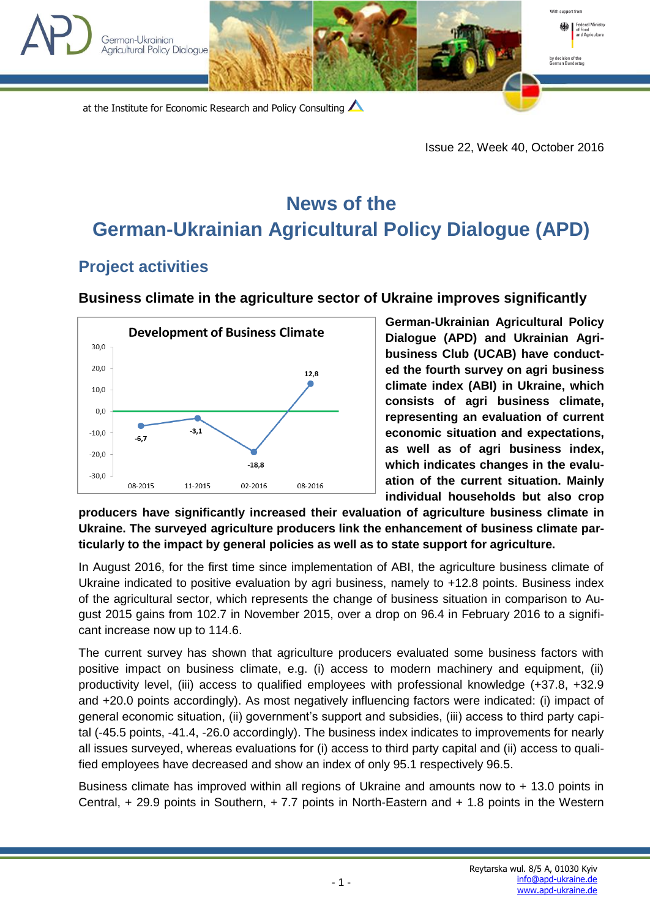at the Institute for Economic Research and Policy Consulting

Issue 22, Week 40, October 2016

# News of the German-Ukrainian Agricultural Policy Dialogue (APD)

## Project activities

### Business climate in the agriculture sector of Ukraine improves significantly

**Development of Business Climate**

| 08-2015 | 11-2015 | 02-2016 | 08-2016 |
|---|---|---|---|
| -6,7 | -3,1 | -18,8 | 12,8 |

**German-Ukrainian Agricultural Policy Dialogue (APD) and Ukrainian Agri-business Club (UCAB) have conducted the fourth survey on agri business climate index (ABI) in Ukraine, which consists of agri business climate, representing an evaluation of current economic situation and expectations, as well as of agri business index, which indicates changes in the evaluation of the current situation. Mainly individual households but also crop producers have significantly increased their evaluation of agriculture business climate in Ukraine. The surveyed agriculture producers link the enhancement of business climate particularly to the impact by general policies as well as to state support for agriculture.**

In August 2016, for the first time since implementation of ABI, the agriculture business climate of Ukraine indicated to positive evaluation by agri business, namely to +12.8 points. Business index of the agricultural sector, which represents the change of business situation in comparison to August 2015 gains from 102.7 in November 2015, over a drop on 96.4 in February 2016 to a significant increase now up to 114.6.

The current survey has shown that agriculture producers evaluated some business factors with positive impact on business climate, e.g. (i) access to modern machinery and equipment, (ii) productivity level, (iii) access to qualified employees with professional knowledge (+37.8, +32.9 and +20.0 points accordingly). As most negatively influencing factors were indicated: (i) impact of general economic situation, (ii) government's support and subsidies, (iii) access to third party capital (-45.5 points, -41.4, -26.0 accordingly). The business index indicates to improvements for nearly all issues surveyed, whereas evaluations for (i) access to third party capital and (ii) access to qualified employees have decreased and show an index of only 95.1 respectively 96.5.

Business climate has improved within all regions of Ukraine and amounts now to + 13.0 points in Central, + 29.9 points in Southern, + 7.7 points in North-Eastern and + 1.8 points in the Western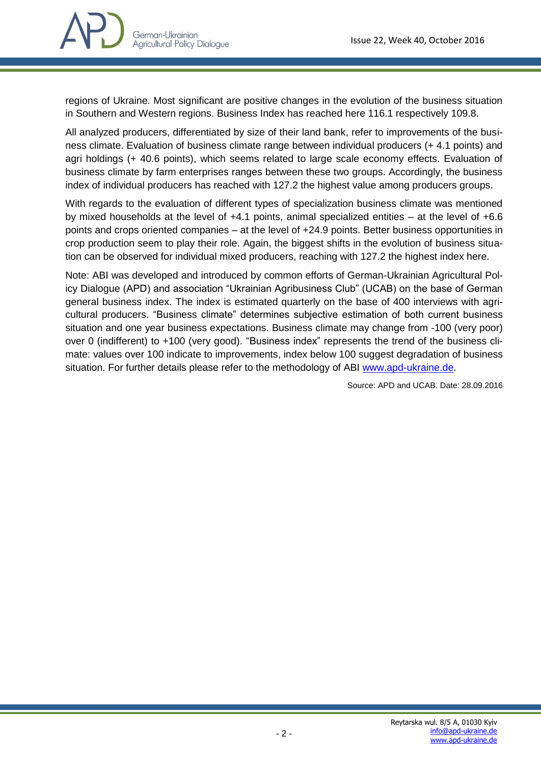regions of Ukraine. Most significant are positive changes in the evolution of the business situation in Southern and Western regions. Business Index has reached here 116.1 respectively 109.8.

All analyzed producers, differentiated by size of their land bank, refer to improvements of the business climate. Evaluation of business climate range between individual producers (+ 4.1 points) and agri holdings (+ 40.6 points), which seems related to large scale economy effects. Evaluation of business climate by farm enterprises ranges between these two groups. Accordingly, the business index of individual producers has reached with 127.2 the highest value among producers groups.

With regards to the evaluation of different types of specialization business climate was mentioned by mixed households at the level of +4.1 points, animal specialized entities – at the level of +6.6 points and crops oriented companies – at the level of +24.9 points. Better business opportunities in crop production seem to play their role. Again, the biggest shifts in the evolution of business situation can be observed for individual mixed producers, reaching with 127.2 the highest index here.

Note: ABI was developed and introduced by common efforts of German-Ukrainian Agricultural Policy Dialogue (APD) and association "Ukrainian Agribusiness Club" (UCAB) on the base of German general business index. The index is estimated quarterly on the base of 400 interviews with agricultural producers. "Business climate" determines subjective estimation of both current business situation and one year business expectations. Business climate may change from -100 (very poor) over 0 (indifferent) to +100 (very good). "Business index" represents the trend of the business climate: values over 100 indicate to improvements, index below 100 suggest degradation of business situation. For further details please refer to the methodology of ABI www.apd-ukraine.de.

Source: APD and UCAB. Date: 28.09.2016